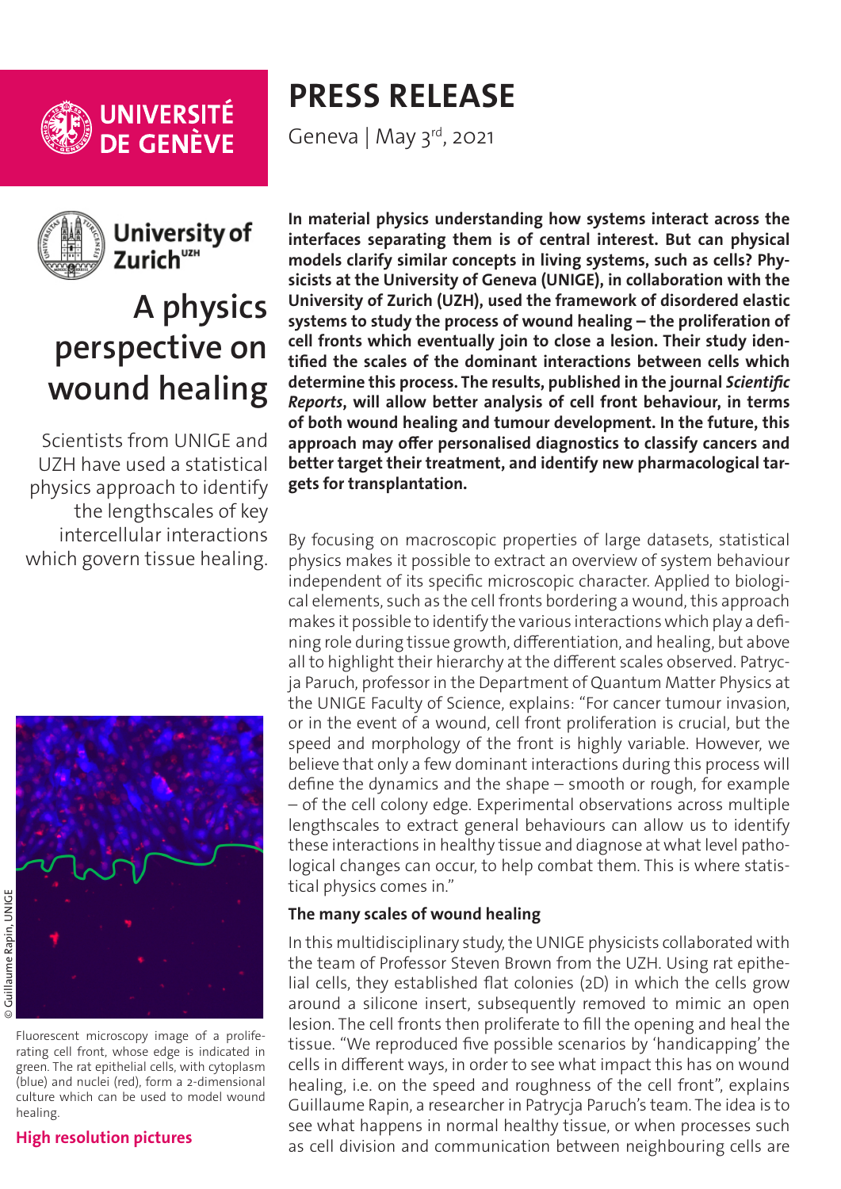UNIVERSITÉ DE GENÈVE

# PRESS RELEASE

Geneva | May 3rd, 2021

University of Zurich[UZH]

# A physics perspective on wound healing

Scientists from UNIGE and UZH have used a statistical physics approach to identify the lengthscales of key intercellular interactions which govern tissue healing.

**In material physics understanding how systems interact across the interfaces separating them is of central interest. But can physical models clarify similar concepts in living systems, such as cells? Physicists at the University of Geneva (UNIGE), in collaboration with the University of Zurich (UZH), used the framework of disordered elastic systems to study the process of wound healing – the proliferation of cell fronts which eventually join to close a lesion. Their study identified the scales of the dominant interactions between cells which determine this process. The results, published in the journal *Scientific Reports*, will allow better analysis of cell front behaviour, in terms of both wound healing and tumour development. In the future, this approach may offer personalised diagnostics to classify cancers and better target their treatment, and identify new pharmacological targets for transplantation.**

By focusing on macroscopic properties of large datasets, statistical physics makes it possible to extract an overview of system behaviour independent of its specific microscopic character. Applied to biological elements, such as the cell fronts bordering a wound, this approach makes it possible to identify the various interactions which play a defining role during tissue growth, differentiation, and healing, but above all to highlight their hierarchy at the different scales observed. Patrycja Paruch, professor in the Department of Quantum Matter Physics at the UNIGE Faculty of Science, explains: "For cancer tumour invasion, or in the event of a wound, cell front proliferation is crucial, but the speed and morphology of the front is highly variable. However, we believe that only a few dominant interactions during this process will define the dynamics and the shape – smooth or rough, for example – of the cell colony edge. Experimental observations across multiple lengthscales to extract general behaviours can allow us to identify these interactions in healthy tissue and diagnose at what level pathological changes can occur, to help combat them. This is where statistical physics comes in."

© Guillaume Rapin, UNIGE

Fluorescent microscopy image of a proliferating cell front, whose edge is indicated in green. The rat epithelial cells, with cytoplasm (blue) and nuclei (red), form a 2-dimensional culture which can be used to model wound healing.

High resolution pictures

### The many scales of wound healing

In this multidisciplinary study, the UNIGE physicists collaborated with the team of Professor Steven Brown from the UZH. Using rat epithelial cells, they established flat colonies (2D) in which the cells grow around a silicone insert, subsequently removed to mimic an open lesion. The cell fronts then proliferate to fill the opening and heal the tissue. "We reproduced five possible scenarios by 'handicapping' the cells in different ways, in order to see what impact this has on wound healing, i.e. on the speed and roughness of the cell front", explains Guillaume Rapin, a researcher in Patrycja Paruch's team. The idea is to see what happens in normal healthy tissue, or when processes such as cell division and communication between neighbouring cells are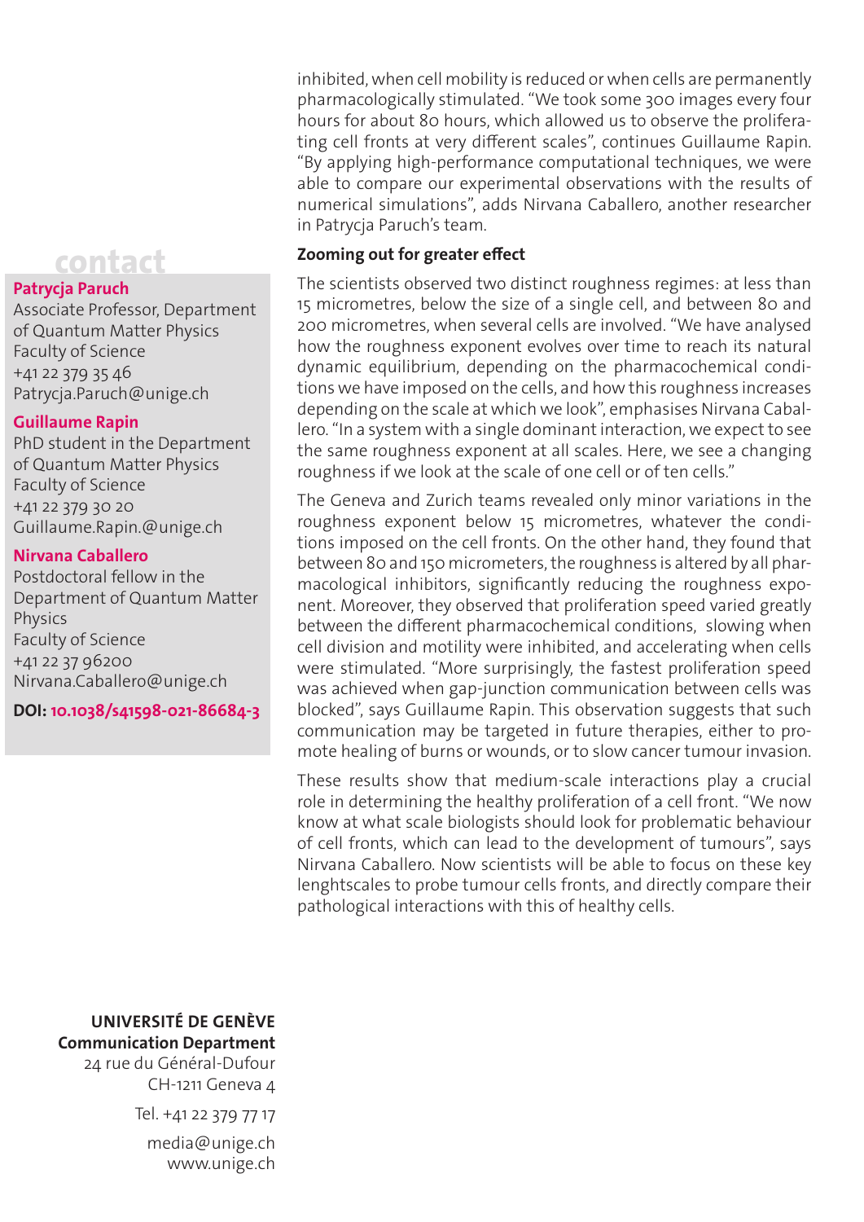inhibited, when cell mobility is reduced or when cells are permanently pharmacologically stimulated. "We took some 300 images every four hours for about 80 hours, which allowed us to observe the proliferating cell fronts at very different scales", continues Guillaume Rapin. "By applying high-performance computational techniques, we were able to compare our experimental observations with the results of numerical simulations", adds Nirvana Caballero, another researcher in Patrycja Paruch's team.

**Zooming out for greater effect**

The scientists observed two distinct roughness regimes: at less than 15 micrometres, below the size of a single cell, and between 80 and 200 micrometres, when several cells are involved. "We have analysed how the roughness exponent evolves over time to reach its natural dynamic equilibrium, depending on the pharmacochemical conditions we have imposed on the cells, and how this roughness increases depending on the scale at which we look", emphasises Nirvana Caballero. "In a system with a single dominant interaction, we expect to see the same roughness exponent at all scales. Here, we see a changing roughness if we look at the scale of one cell or of ten cells."

The Geneva and Zurich teams revealed only minor variations in the roughness exponent below 15 micrometres, whatever the conditions imposed on the cell fronts. On the other hand, they found that between 80 and 150 micrometers, the roughness is altered by all pharmacological inhibitors, significantly reducing the roughness exponent. Moreover, they observed that proliferation speed varied greatly between the different pharmacochemical conditions, slowing when cell division and motility were inhibited, and accelerating when cells were stimulated. "More surprisingly, the fastest proliferation speed was achieved when gap-junction communication between cells was blocked", says Guillaume Rapin. This observation suggests that such communication may be targeted in future therapies, either to promote healing of burns or wounds, or to slow cancer tumour invasion.

These results show that medium-scale interactions play a crucial role in determining the healthy proliferation of a cell front. "We now know at what scale biologists should look for problematic behaviour of cell fronts, which can lead to the development of tumours", says Nirvana Caballero. Now scientists will be able to focus on these key lenghtscales to probe tumour cells fronts, and directly compare their pathological interactions with this of healthy cells.

## contact

**Patrycja Paruch**
Associate Professor, Department of Quantum Matter Physics
Faculty of Science
+41 22 379 35 46
Patrycja.Paruch@unige.ch

**Guillaume Rapin**
PhD student in the Department of Quantum Matter Physics
Faculty of Science
+41 22 379 30 20
Guillaume.Rapin.@unige.ch

**Nirvana Caballero**
Postdoctoral fellow in the Department of Quantum Matter Physics
Faculty of Science
+41 22 37 96200
Nirvana.Caballero@unige.ch

**DOI:** 10.1038/s41598-021-86684-3

**UNIVERSITÉ DE GENÈVE**
**Communication Department**
24 rue du Général-Dufour
CH-1211 Geneva 4

Tel. +41 22 379 77 17

media@unige.ch
www.unige.ch